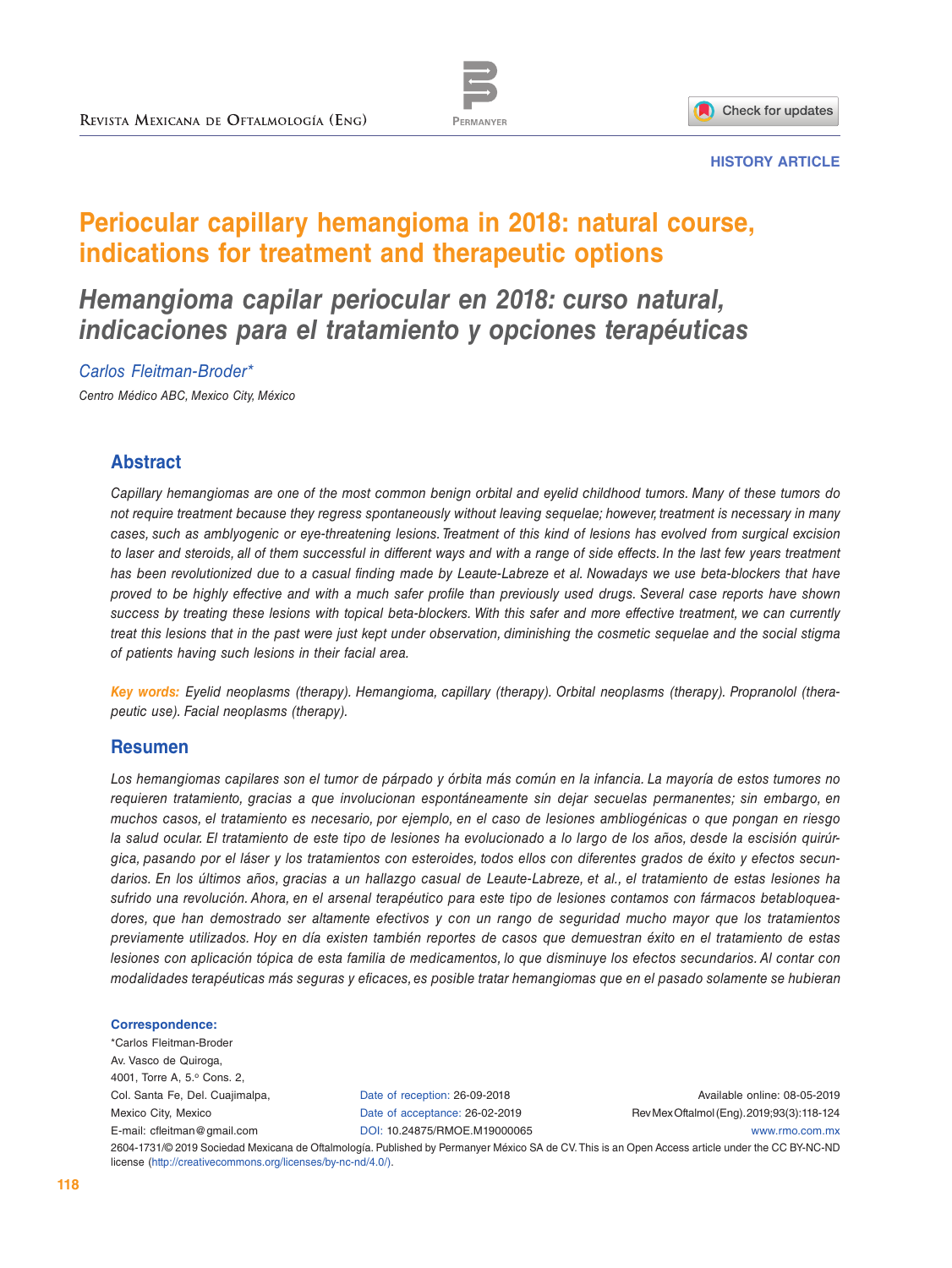HISTORY ARTICLE

# Periocular capillary hemangioma in 2018: natural course, indications for treatment and therapeutic options

## *Hemangioma capilar periocular en 2018: curso natural, indicaciones para el tratamiento y opciones terapéuticas*

*Carlos Fleitman-Broder**

*Centro Médico ABC, Mexico City, México*

## Abstract

*Capillary hemangiomas are one of the most common benign orbital and eyelid childhood tumors. Many of these tumors do not require treatment because they regress spontaneously without leaving sequelae; however, treatment is necessary in many cases, such as amblyogenic or eye-threatening lesions. Treatment of this kind of lesions has evolved from surgical excision to laser and steroids, all of them successful in different ways and with a range of side effects. In the last few years treatment has been revolutionized due to a casual finding made by Leaute-Labreze et al. Nowadays we use beta-blockers that have proved to be highly effective and with a much safer profile than previously used drugs. Several case reports have shown success by treating these lesions with topical beta-blockers. With this safer and more effective treatment, we can currently treat this lesions that in the past were just kept under observation, diminishing the cosmetic sequelae and the social stigma of patients having such lesions in their facial area.*

**Key words:** *Eyelid neoplasms (therapy). Hemangioma, capillary (therapy). Orbital neoplasms (therapy). Propranolol (therapeutic use). Facial neoplasms (therapy).*

## Resumen

*Los hemangiomas capilares son el tumor de párpado y órbita más común en la infancia. La mayoría de estos tumores no requieren tratamiento, gracias a que involucionan espontáneamente sin dejar secuelas permanentes; sin embargo, en muchos casos, el tratamiento es necesario, por ejemplo, en el caso de lesiones ambliogénicas o que pongan en riesgo la salud ocular. El tratamiento de este tipo de lesiones ha evolucionado a lo largo de los años, desde la escisión quirúrgica, pasando por el láser y los tratamientos con esteroides, todos ellos con diferentes grados de éxito y efectos secundarios. En los últimos años, gracias a un hallazgo casual de Leaute-Labreze, et al., el tratamiento de estas lesiones ha sufrido una revolución. Ahora, en el arsenal terapéutico para este tipo de lesiones contamos con fármacos betabloqueadores, que han demostrado ser altamente efectivos y con un rango de seguridad mucho mayor que los tratamientos previamente utilizados. Hoy en día existen también reportes de casos que demuestran éxito en el tratamiento de estas lesiones con aplicación tópica de esta familia de medicamentos, lo que disminuye los efectos secundarios. Al contar con modalidades terapéuticas más seguras y eficaces, es posible tratar hemangiomas que en el pasado solamente se hubieran*

**Correspondence:**
*Carlos Fleitman-Broder
Av. Vasco de Quiroga,
4001, Torre A, 5.° Cons. 2,
Col. Santa Fe, Del. Cuajimalpa,
Mexico City, Mexico
E-mail: cfleitman@gmail.com

Date of reception: 26-09-2018
Date of acceptance: 26-02-2019
DOI: 10.24875/RMOE.M19000065

Available online: 08-05-2019
Rev Mex Oftalmol (Eng).2019;93(3):118-124
www.rmo.com.mx

2604-1731/© 2019 Sociedad Mexicana de Oftalmología. Published by Permanyer México SA de CV. This is an Open Access article under the CC BY-NC-ND license (http://creativecommons.org/licenses/by-nc-nd/4.0/).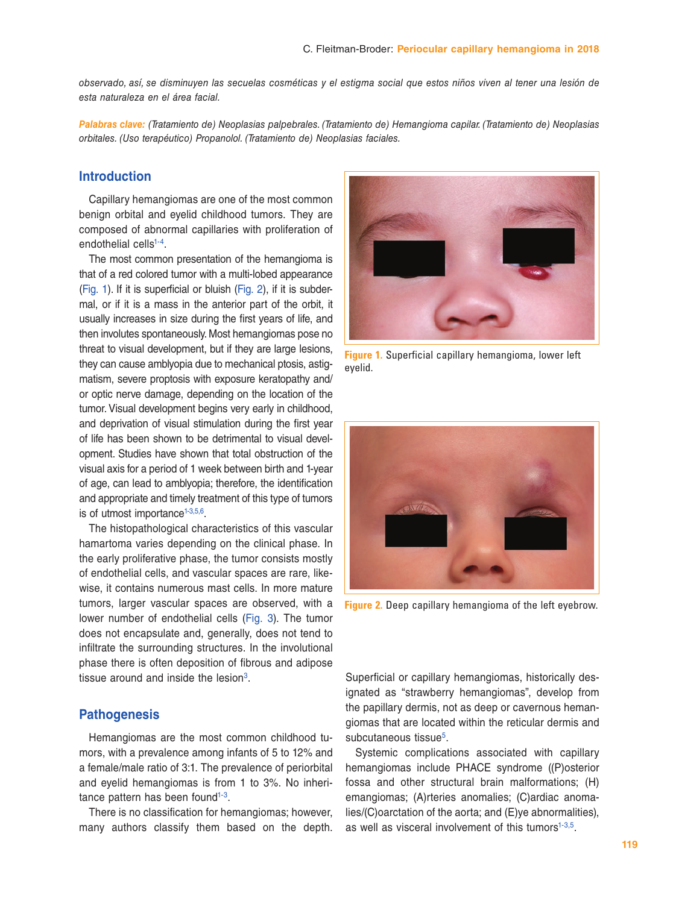*observado, así, se disminuyen las secuelas cosméticas y el estigma social que estos niños viven al tener una lesión de esta naturaleza en el área facial.*

**Palabras clave:** *(Tratamiento de) Neoplasias palpebrales. (Tratamiento de) Hemangioma capilar. (Tratamiento de) Neoplasias orbitales. (Uso terapéutico) Propanolol. (Tratamiento de) Neoplasias faciales.*

## Introduction

Capillary hemangiomas are one of the most common benign orbital and eyelid childhood tumors. They are composed of abnormal capillaries with proliferation of endothelial cells[1-4].

The most common presentation of the hemangioma is that of a red colored tumor with a multi-lobed appearance (Fig. 1). If it is superficial or bluish (Fig. 2), if it is subdermal, or if it is a mass in the anterior part of the orbit, it usually increases in size during the first years of life, and then involutes spontaneously. Most hemangiomas pose no threat to visual development, but if they are large lesions, they can cause amblyopia due to mechanical ptosis, astigmatism, severe proptosis with exposure keratopathy and/or optic nerve damage, depending on the location of the tumor. Visual development begins very early in childhood, and deprivation of visual stimulation during the first year of life has been shown to be detrimental to visual development. Studies have shown that total obstruction of the visual axis for a period of 1 week between birth and 1-year of age, can lead to amblyopia; therefore, the identification and appropriate and timely treatment of this type of tumors is of utmost importance[1-3,5,6].

Figure 1. Superficial capillary hemangioma, lower left eyelid.

Figure 2. Deep capillary hemangioma of the left eyebrow.

The histopathological characteristics of this vascular hamartoma varies depending on the clinical phase. In the early proliferative phase, the tumor consists mostly of endothelial cells, and vascular spaces are rare, likewise, it contains numerous mast cells. In more mature tumors, larger vascular spaces are observed, with a lower number of endothelial cells (Fig. 3). The tumor does not encapsulate and, generally, does not tend to infiltrate the surrounding structures. In the involutional phase there is often deposition of fibrous and adipose tissue around and inside the lesion[3].

## Pathogenesis

Hemangiomas are the most common childhood tumors, with a prevalence among infants of 5 to 12% and a female/male ratio of 3:1. The prevalence of periorbital and eyelid hemangiomas is from 1 to 3%. No inheritance pattern has been found[1-3].

There is no classification for hemangiomas; however, many authors classify them based on the depth. Superficial or capillary hemangiomas, historically designated as "strawberry hemangiomas", develop from the papillary dermis, not as deep or cavernous hemangiomas that are located within the reticular dermis and subcutaneous tissue[5].

Systemic complications associated with capillary hemangiomas include PHACE syndrome ((P)osterior fossa and other structural brain malformations; (H)emangiomas; (A)rteries anomalies; (C)ardiac anomalies/(C)oarctation of the aorta; and (E)ye abnormalities), as well as visceral involvement of this tumors[1-3,5].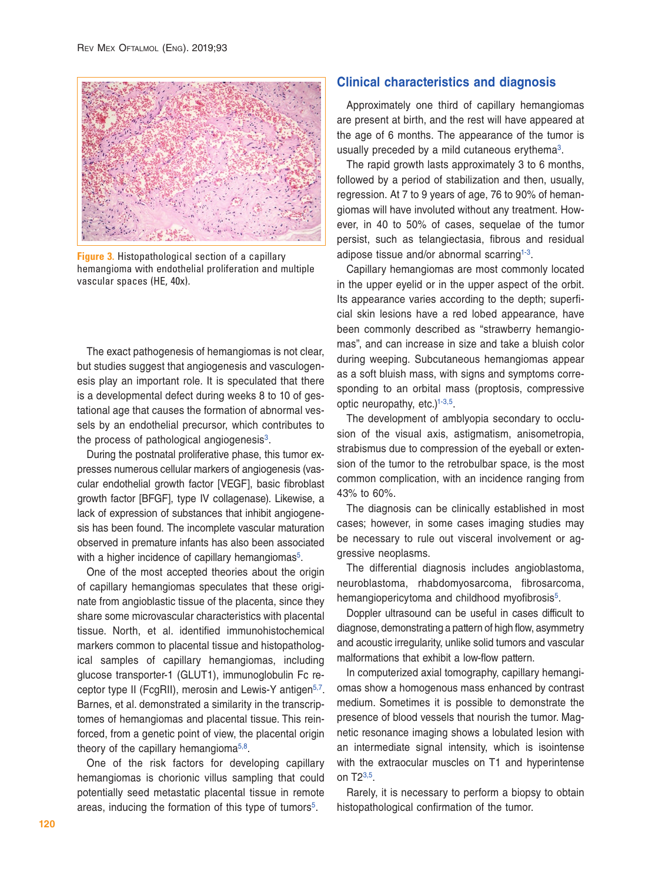Figure 3. Histopathological section of a capillary hemangioma with endothelial proliferation and multiple vascular spaces (HE, 40x).

The exact pathogenesis of hemangiomas is not clear, but studies suggest that angiogenesis and vasculogenesis play an important role. It is speculated that there is a developmental defect during weeks 8 to 10 of gestational age that causes the formation of abnormal vessels by an endothelial precursor, which contributes to the process of pathological angiogenesis[3].

During the postnatal proliferative phase, this tumor expresses numerous cellular markers of angiogenesis (vascular endothelial growth factor [VEGF], basic fibroblast growth factor [BFGF], type IV collagenase). Likewise, a lack of expression of substances that inhibit angiogenesis has been found. The incomplete vascular maturation observed in premature infants has also been associated with a higher incidence of capillary hemangiomas[5].

One of the most accepted theories about the origin of capillary hemangiomas speculates that these originate from angioblastic tissue of the placenta, since they share some microvascular characteristics with placental tissue. North, et al. identified immunohistochemical markers common to placental tissue and histopathological samples of capillary hemangiomas, including glucose transporter-1 (GLUT1), immunoglobulin Fc receptor type II (FcgRII), merosin and Lewis-Y antigen[5,7]. Barnes, et al. demonstrated a similarity in the transcriptomes of hemangiomas and placental tissue. This reinforced, from a genetic point of view, the placental origin theory of the capillary hemangioma[5,8].

One of the risk factors for developing capillary hemangiomas is chorionic villus sampling that could potentially seed metastatic placental tissue in remote areas, inducing the formation of this type of tumors[5].

## Clinical characteristics and diagnosis

Approximately one third of capillary hemangiomas are present at birth, and the rest will have appeared at the age of 6 months. The appearance of the tumor is usually preceded by a mild cutaneous erythema[3].

The rapid growth lasts approximately 3 to 6 months, followed by a period of stabilization and then, usually, regression. At 7 to 9 years of age, 76 to 90% of hemangiomas will have involuted without any treatment. However, in 40 to 50% of cases, sequelae of the tumor persist, such as telangiectasia, fibrous and residual adipose tissue and/or abnormal scarring[1-3].

Capillary hemangiomas are most commonly located in the upper eyelid or in the upper aspect of the orbit. Its appearance varies according to the depth; superficial skin lesions have a red lobed appearance, have been commonly described as "strawberry hemangiomas", and can increase in size and take a bluish color during weeping. Subcutaneous hemangiomas appear as a soft bluish mass, with signs and symptoms corresponding to an orbital mass (proptosis, compressive optic neuropathy, etc.)[1-3,5].

The development of amblyopia secondary to occlusion of the visual axis, astigmatism, anisometropia, strabismus due to compression of the eyeball or extension of the tumor to the retrobulbar space, is the most common complication, with an incidence ranging from 43% to 60%.

The diagnosis can be clinically established in most cases; however, in some cases imaging studies may be necessary to rule out visceral involvement or aggressive neoplasms.

The differential diagnosis includes angioblastoma, neuroblastoma, rhabdomyosarcoma, fibrosarcoma, hemangiopericytoma and childhood myofibrosis[5].

Doppler ultrasound can be useful in cases difficult to diagnose, demonstrating a pattern of high flow, asymmetry and acoustic irregularity, unlike solid tumors and vascular malformations that exhibit a low-flow pattern.

In computerized axial tomography, capillary hemangiomas show a homogenous mass enhanced by contrast medium. Sometimes it is possible to demonstrate the presence of blood vessels that nourish the tumor. Magnetic resonance imaging shows a lobulated lesion with an intermediate signal intensity, which is isointense with the extraocular muscles on T1 and hyperintense on T2[3,5].

Rarely, it is necessary to perform a biopsy to obtain histopathological confirmation of the tumor.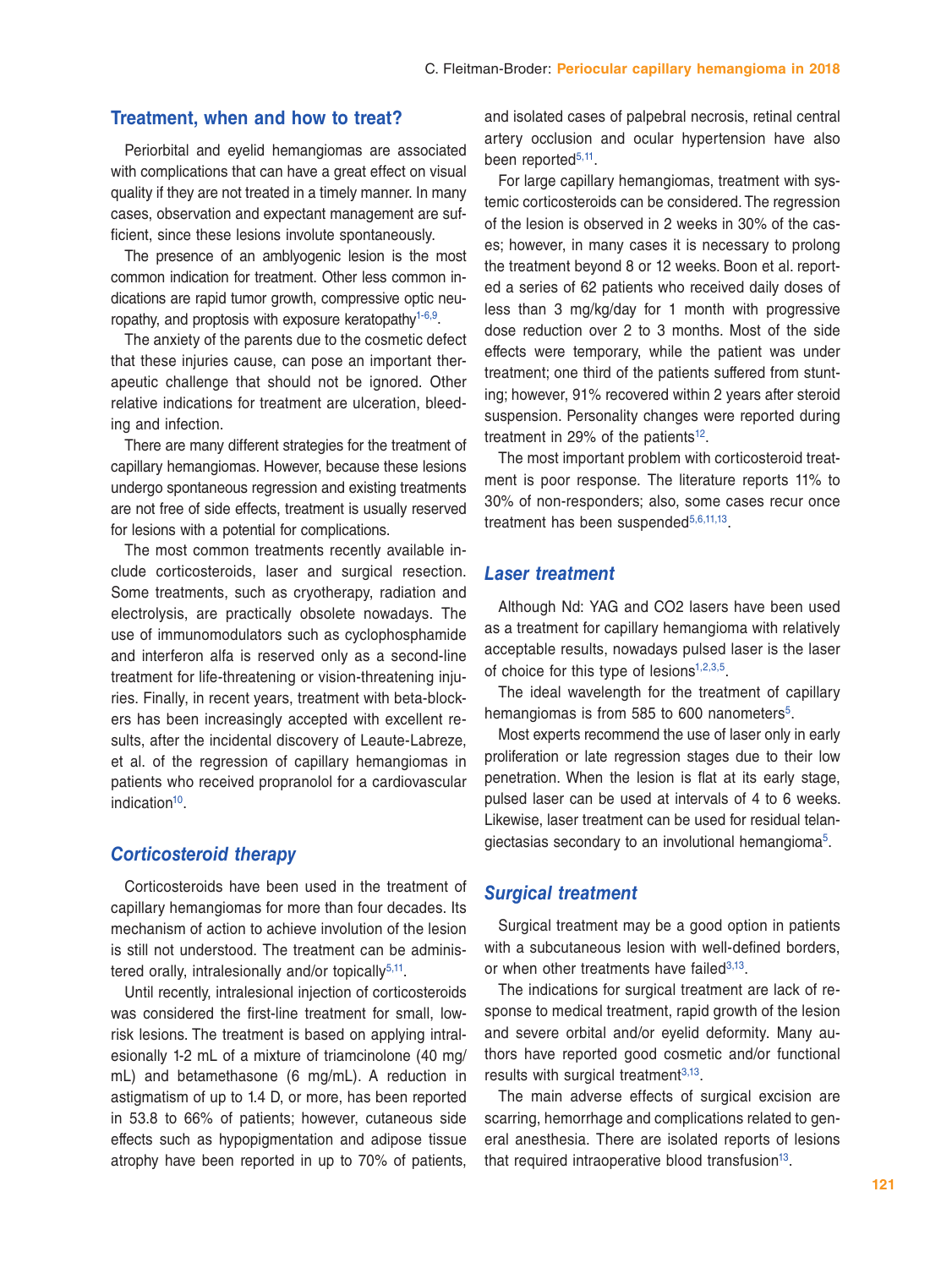## Treatment, when and how to treat?

Periorbital and eyelid hemangiomas are associated with complications that can have a great effect on visual quality if they are not treated in a timely manner. In many cases, observation and expectant management are sufficient, since these lesions involute spontaneously.

The presence of an amblyogenic lesion is the most common indication for treatment. Other less common indications are rapid tumor growth, compressive optic neuropathy, and proptosis with exposure keratopathy[1-6,9].

The anxiety of the parents due to the cosmetic defect that these injuries cause, can pose an important therapeutic challenge that should not be ignored. Other relative indications for treatment are ulceration, bleeding and infection.

There are many different strategies for the treatment of capillary hemangiomas. However, because these lesions undergo spontaneous regression and existing treatments are not free of side effects, treatment is usually reserved for lesions with a potential for complications.

The most common treatments recently available include corticosteroids, laser and surgical resection. Some treatments, such as cryotherapy, radiation and electrolysis, are practically obsolete nowadays. The use of immunomodulators such as cyclophosphamide and interferon alfa is reserved only as a second-line treatment for life-threatening or vision-threatening injuries. Finally, in recent years, treatment with beta-blockers has been increasingly accepted with excellent results, after the incidental discovery of Leaute-Labreze, et al. of the regression of capillary hemangiomas in patients who received propranolol for a cardiovascular indication[10].

### *Corticosteroid therapy*

Corticosteroids have been used in the treatment of capillary hemangiomas for more than four decades. Its mechanism of action to achieve involution of the lesion is still not understood. The treatment can be administered orally, intralesionally and/or topically[5,11].

Until recently, intralesional injection of corticosteroids was considered the first-line treatment for small, low-risk lesions. The treatment is based on applying intralesionally 1-2 mL of a mixture of triamcinolone (40 mg/mL) and betamethasone (6 mg/mL). A reduction in astigmatism of up to 1.4 D, or more, has been reported in 53.8 to 66% of patients; however, cutaneous side effects such as hypopigmentation and adipose tissue atrophy have been reported in up to 70% of patients, and isolated cases of palpebral necrosis, retinal central artery occlusion and ocular hypertension have also been reported[5,11].

For large capillary hemangiomas, treatment with systemic corticosteroids can be considered. The regression of the lesion is observed in 2 weeks in 30% of the cases; however, in many cases it is necessary to prolong the treatment beyond 8 or 12 weeks. Boon et al. reported a series of 62 patients who received daily doses of less than 3 mg/kg/day for 1 month with progressive dose reduction over 2 to 3 months. Most of the side effects were temporary, while the patient was under treatment; one third of the patients suffered from stunting; however, 91% recovered within 2 years after steroid suspension. Personality changes were reported during treatment in 29% of the patients[12].

The most important problem with corticosteroid treatment is poor response. The literature reports 11% to 30% of non-responders; also, some cases recur once treatment has been suspended[5,6,11,13].

### *Laser treatment*

Although Nd: YAG and CO2 lasers have been used as a treatment for capillary hemangioma with relatively acceptable results, nowadays pulsed laser is the laser of choice for this type of lesions[1,2,3,5].

The ideal wavelength for the treatment of capillary hemangiomas is from 585 to 600 nanometers[5].

Most experts recommend the use of laser only in early proliferation or late regression stages due to their low penetration. When the lesion is flat at its early stage, pulsed laser can be used at intervals of 4 to 6 weeks. Likewise, laser treatment can be used for residual telangiectasias secondary to an involutional hemangioma[5].

### *Surgical treatment*

Surgical treatment may be a good option in patients with a subcutaneous lesion with well-defined borders, or when other treatments have failed[3,13].

The indications for surgical treatment are lack of response to medical treatment, rapid growth of the lesion and severe orbital and/or eyelid deformity. Many authors have reported good cosmetic and/or functional results with surgical treatment[3,13].

The main adverse effects of surgical excision are scarring, hemorrhage and complications related to general anesthesia. There are isolated reports of lesions that required intraoperative blood transfusion[13].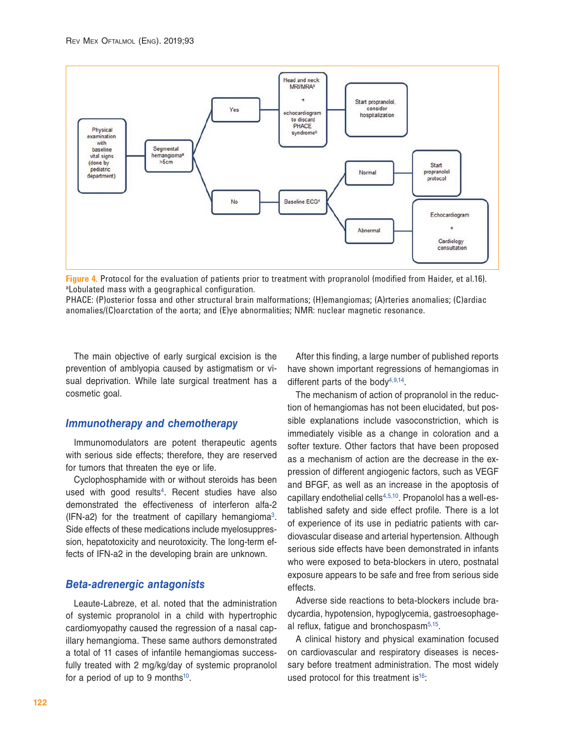Physical examination with baseline vital signs (done by pediatric department) → Segmental hemangioma[a] >5cm

- Yes → Head and neck MRI/MRA[b] + echocardiogram to discard PHACE syndrome[c] → Start propranolol, consider hospitalization
- No → Baseline ECG[d]
  - Normal → Start propranolol protocol
  - Abnormal → Echocardiogram + Cardiology consultation

**Figure 4.** Protocol for the evaluation of patients prior to treatment with propranolol (modified from Haider, et al.16).
[a]Lobulated mass with a geographical configuration.
PHACE: (P)osterior fossa and other structural brain malformations; (H)emangiomas; (A)rteries anomalies; (C)ardiac anomalies/(C)oarctation of the aorta; and (E)ye abnormalities; NMR: nuclear magnetic resonance.

The main objective of early surgical excision is the prevention of amblyopia caused by astigmatism or visual deprivation. While late surgical treatment has a cosmetic goal.

## Immunotherapy and chemotherapy

Immunomodulators are potent therapeutic agents with serious side effects; therefore, they are reserved for tumors that threaten the eye or life.

Cyclophosphamide with or without steroids has been used with good results[4]. Recent studies have also demonstrated the effectiveness of interferon alfa-2 (IFN-a2) for the treatment of capillary hemangioma[3]. Side effects of these medications include myelosuppression, hepatotoxicity and neurotoxicity. The long-term effects of IFN-a2 in the developing brain are unknown.

## Beta-adrenergic antagonists

Leaute-Labreze, et al. noted that the administration of systemic propranolol in a child with hypertrophic cardiomyopathy caused the regression of a nasal capillary hemangioma. These same authors demonstrated a total of 11 cases of infantile hemangiomas successfully treated with 2 mg/kg/day of systemic propranolol for a period of up to 9 months[10].

After this finding, a large number of published reports have shown important regressions of hemangiomas in different parts of the body[4,9,14].

The mechanism of action of propranolol in the reduction of hemangiomas has not been elucidated, but possible explanations include vasoconstriction, which is immediately visible as a change in coloration and a softer texture. Other factors that have been proposed as a mechanism of action are the decrease in the expression of different angiogenic factors, such as VEGF and BFGF, as well as an increase in the apoptosis of capillary endothelial cells[4,5,10]. Propanolol has a well-established safety and side effect profile. There is a lot of experience of its use in pediatric patients with cardiovascular disease and arterial hypertension. Although serious side effects have been demonstrated in infants who were exposed to beta-blockers in utero, postnatal exposure appears to be safe and free from serious side effects.

Adverse side reactions to beta-blockers include bradycardia, hypotension, hypoglycemia, gastroesophageal reflux, fatigue and bronchospasm[5,15].

A clinical history and physical examination focused on cardiovascular and respiratory diseases is necessary before treatment administration. The most widely used protocol for this treatment is[16]: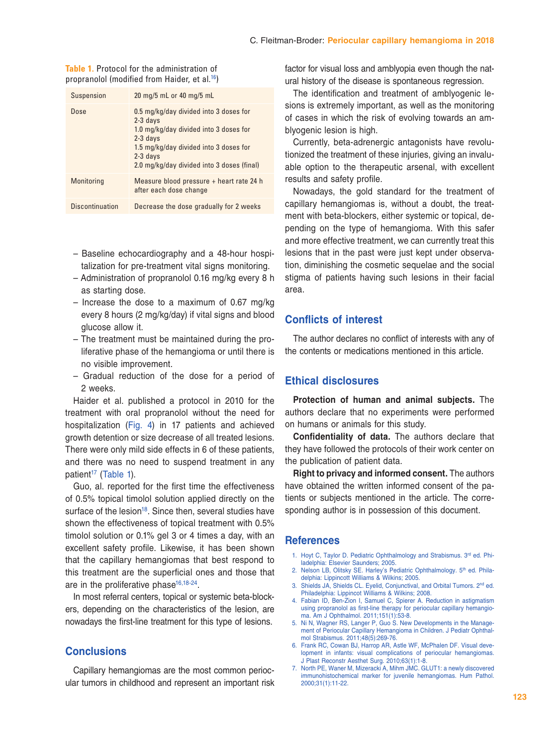**Table 1.** Protocol for the administration of propranolol (modified from Haider, et al.[16])

| | |
|---|---|
| Suspension | 20 mg/5 mL or 40 mg/5 mL |
| Dose | 0.5 mg/kg/day divided into 3 doses for 2-3 days<br>1.0 mg/kg/day divided into 3 doses for 2-3 days<br>1.5 mg/kg/day divided into 3 doses for 2-3 days<br>2.0 mg/kg/day divided into 3 doses (final) |
| Monitoring | Measure blood pressure + heart rate 24 h after each dose change |
| Discontinuation | Decrease the dose gradually for 2 weeks |

– Baseline echocardiography and a 48-hour hospitalization for pre-treatment vital signs monitoring.
– Administration of propranolol 0.16 mg/kg every 8 h as starting dose.
– Increase the dose to a maximum of 0.67 mg/kg every 8 hours (2 mg/kg/day) if vital signs and blood glucose allow it.
– The treatment must be maintained during the proliferative phase of the hemangioma or until there is no visible improvement.
– Gradual reduction of the dose for a period of 2 weeks.

Haider et al. published a protocol in 2010 for the treatment with oral propranolol without the need for hospitalization (Fig. 4) in 17 patients and achieved growth detention or size decrease of all treated lesions. There were only mild side effects in 6 of these patients, and there was no need to suspend treatment in any patient[17] (Table 1).

Guo, al. reported for the first time the effectiveness of 0.5% topical timolol solution applied directly on the surface of the lesion[18]. Since then, several studies have shown the effectiveness of topical treatment with 0.5% timolol solution or 0.1% gel 3 or 4 times a day, with an excellent safety profile. Likewise, it has been shown that the capillary hemangiomas that best respond to this treatment are the superficial ones and those that are in the proliferative phase[16,18-24].

In most referral centers, topical or systemic beta-blockers, depending on the characteristics of the lesion, are nowadays the first-line treatment for this type of lesions.

## Conclusions

Capillary hemangiomas are the most common periocular tumors in childhood and represent an important risk factor for visual loss and amblyopia even though the natural history of the disease is spontaneous regression.

The identification and treatment of amblyogenic lesions is extremely important, as well as the monitoring of cases in which the risk of evolving towards an amblyogenic lesion is high.

Currently, beta-adrenergic antagonists have revolutionized the treatment of these injuries, giving an invaluable option to the therapeutic arsenal, with excellent results and safety profile.

Nowadays, the gold standard for the treatment of capillary hemangiomas is, without a doubt, the treatment with beta-blockers, either systemic or topical, depending on the type of hemangioma. With this safer and more effective treatment, we can currently treat this lesions that in the past were just kept under observation, diminishing the cosmetic sequelae and the social stigma of patients having such lesions in their facial area.

## Conflicts of interest

The author declares no conflict of interests with any of the contents or medications mentioned in this article.

## Ethical disclosures

**Protection of human and animal subjects.** The authors declare that no experiments were performed on humans or animals for this study.

**Confidentiality of data.** The authors declare that they have followed the protocols of their work center on the publication of patient data.

**Right to privacy and informed consent.** The authors have obtained the written informed consent of the patients or subjects mentioned in the article. The corresponding author is in possession of this document.

## References

1. Hoyt C, Taylor D. Pediatric Ophthalmology and Strabismus. 3rd ed. Philadelphia: Elsevier Saunders; 2005.
2. Nelson LB, Olitsky SE. Harley's Pediatric Ophthalmology. 5th ed. Philadelphia: Lippincott Williams & Wilkins; 2005.
3. Shields JA, Shields CL. Eyelid, Conjunctival, and Orbital Tumors. 2nd ed. Philadelphia: Lippincot Williams & Wilkins; 2008.
4. Fabian ID, Ben-Zion I, Samuel C, Spierer A. Reduction in astigmatism using propranolol as first-line therapy for periocular capillary hemangioma. Am J Ophthalmol. 2011;151(1):53-8.
5. Ni N, Wagner RS, Langer P, Guo S. New Developments in the Management of Periocular Capillary Hemangioma in Children. J Pediatr Ophthalmol Strabismus. 2011;48(5):269-76.
6. Frank RC, Cowan BJ, Harrop AR, Astle WF, McPhalen DF. Visual development in infants: visual complications of periocular hemangiomas. J Plast Reconstr Aesthet Surg. 2010;63(1):1-8.
7. North PE, Waner M, Mizeracki A, Mihm JMC. GLUT1: a newly discovered immunohistochemical marker for juvenile hemangiomas. Hum Pathol. 2000;31(1):11-22.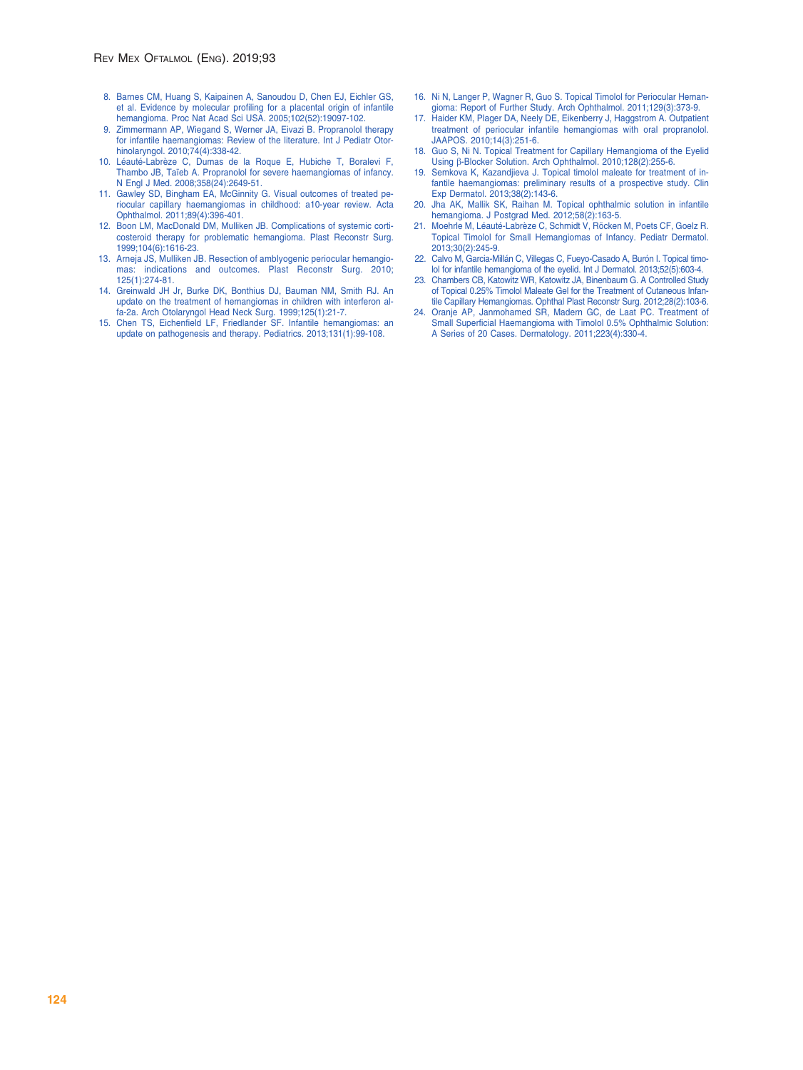8. Barnes CM, Huang S, Kaipainen A, Sanoudou D, Chen EJ, Eichler GS, et al. Evidence by molecular profiling for a placental origin of infantile hemangioma. Proc Nat Acad Sci USA. 2005;102(52):19097-102.
9. Zimmermann AP, Wiegand S, Werner JA, Eivazi B. Propranolol therapy for infantile haemangiomas: Review of the literature. Int J Pediatr Otorhinolaryngol. 2010;74(4):338-42.
10. Léauté-Labrèze C, Dumas de la Roque E, Hubiche T, Boralevi F, Thambo JB, Taïeb A. Propranolol for severe haemangiomas of infancy. N Engl J Med. 2008;358(24):2649-51.
11. Gawley SD, Bingham EA, McGinnity G. Visual outcomes of treated periocular capillary haemangiomas in childhood: a10-year review. Acta Ophthalmol. 2011;89(4):396-401.
12. Boon LM, MacDonald DM, Mulliken JB. Complications of systemic corticosteroid therapy for problematic hemangioma. Plast Reconstr Surg. 1999;104(6):1616-23.
13. Arneja JS, Mulliken JB. Resection of amblyogenic periocular hemangiomas: indications and outcomes. Plast Reconstr Surg. 2010; 125(1):274-81.
14. Greinwald JH Jr, Burke DK, Bonthius DJ, Bauman NM, Smith RJ. An update on the treatment of hemangiomas in children with interferon alfa-2a. Arch Otolaryngol Head Neck Surg. 1999;125(1):21-7.
15. Chen TS, Eichenfield LF, Friedlander SF. Infantile hemangiomas: an update on pathogenesis and therapy. Pediatrics. 2013;131(1):99-108.
16. Ni N, Langer P, Wagner R, Guo S. Topical Timolol for Periocular Hemangioma: Report of Further Study. Arch Ophthalmol. 2011;129(3):373-9.
17. Haider KM, Plager DA, Neely DE, Eikenberry J, Haggstrom A. Outpatient treatment of periocular infantile hemangiomas with oral propranolol. JAAPOS. 2010;14(3):251-6.
18. Guo S, Ni N. Topical Treatment for Capillary Hemangioma of the Eyelid Using β-Blocker Solution. Arch Ophthalmol. 2010;128(2):255-6.
19. Semkova K, Kazandjieva J. Topical timolol maleate for treatment of infantile haemangiomas: preliminary results of a prospective study. Clin Exp Dermatol. 2013;38(2):143-6.
20. Jha AK, Mallik SK, Raihan M. Topical ophthalmic solution in infantile hemangioma. J Postgrad Med. 2012;58(2):163-5.
21. Moehrle M, Léauté-Labrèze C, Schmidt V, Röcken M, Poets CF, Goelz R. Topical Timolol for Small Hemangiomas of Infancy. Pediatr Dermatol. 2013;30(2):245-9.
22. Calvo M, Garcia-Millán C, Villegas C, Fueyo-Casado A, Burón I. Topical timolol for infantile hemangioma of the eyelid. Int J Dermatol. 2013;52(5):603-4.
23. Chambers CB, Katowitz WR, Katowitz JA, Binenbaum G. A Controlled Study of Topical 0.25% Timolol Maleate Gel for the Treatment of Cutaneous Infantile Capillary Hemangiomas. Ophthal Plast Reconstr Surg. 2012;28(2):103-6.
24. Oranje AP, Janmohamed SR, Madern GC, de Laat PC. Treatment of Small Superficial Haemangioma with Timolol 0.5% Ophthalmic Solution: A Series of 20 Cases. Dermatology. 2011;223(4):330-4.